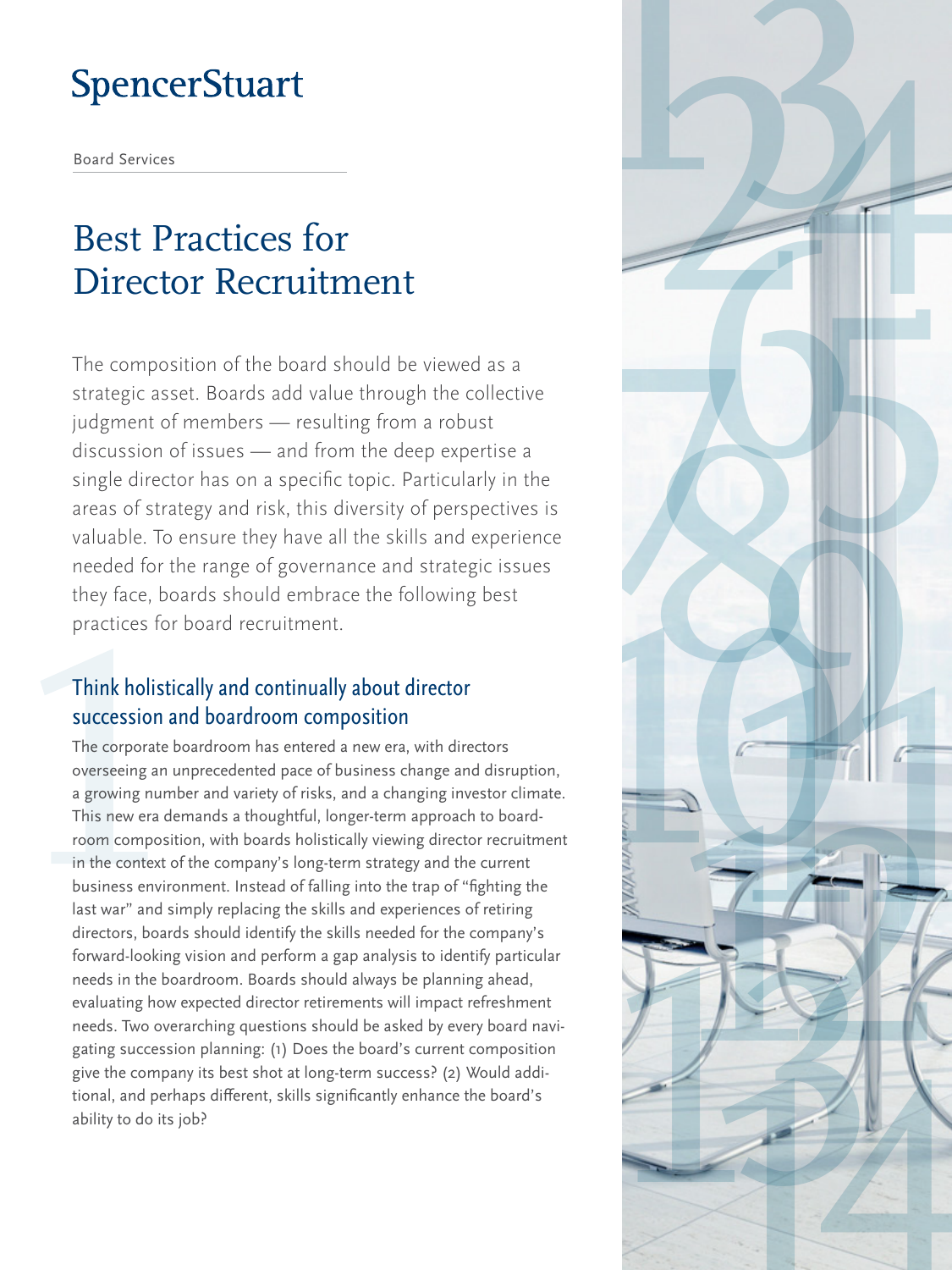SpencerStuart

Board Services

# Best Practices for Director Recruitment

The composition of the board should be viewed as a strategic asset. Boards add value through the collective judgment of members — resulting from a robust discussion of issues — and from the deep expertise a single director has on a specific topic. Particularly in the areas of strategy and risk, this diversity of perspectives is valuable. To ensure they have all the skills and experience needed for the range of governance and strategic issues they face, boards should embrace the following best practices for board recruitment.

## 1 Think holistically and continually about director succession and boardroom composition

The corporate boardroom has entered a new era, with directors overseeing an unprecedented pace of business change and disruption, a growing number and variety of risks, and a changing investor climate. This new era demands a thoughtful, longer-term approach to boardroom composition, with boards holistically viewing director recruitment in the context of the company's long-term strategy and the current business environment. Instead of falling into the trap of "fighting the last war" and simply replacing the skills and experiences of retiring directors, boards should identify the skills needed for the company's forward-looking vision and perform a gap analysis to identify particular needs in the boardroom. Boards should always be planning ahead, evaluating how expected director retirements will impact refreshment needs. Two overarching questions should be asked by every board navigating succession planning: (1) Does the board's current composition give the company its best shot at long-term success? (2) Would additional, and perhaps different, skills significantly enhance the board's ability to do its job?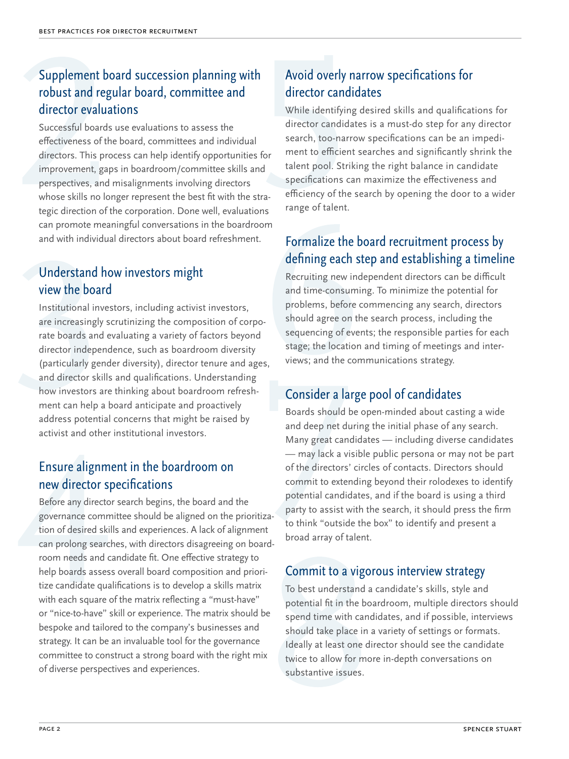## Supplement board succession planning with robust and regular board, committee and director evaluations

Successful boards use evaluations to assess the effectiveness of the board, committees and individual directors. This process can help identify opportunities for improvement, gaps in boardroom/committee skills and perspectives, and misalignments involving directors whose skills no longer represent the best fit with the strategic direction of the corporation. Done well, evaluations can promote meaningful conversations in the boardroom and with individual directors about board refreshment.

## Understand how investors might view the board

Institutional investors, including activist investors, are increasingly scrutinizing the composition of corporate boards and evaluating a variety of factors beyond director independence, such as boardroom diversity (particularly gender diversity), director tenure and ages, and director skills and qualifications. Understanding how investors are thinking about boardroom refreshment can help a board anticipate and proactively address potential concerns that might be raised by activist and other institutional investors.

## Ensure alignment in the boardroom on new director specifications

Before any director search begins, the board and the governance committee should be aligned on the prioritization of desired skills and experiences. A lack of alignment can prolong searches, with directors disagreeing on boardroom needs and candidate fit. One effective strategy to help boards assess overall board composition and prioritize candidate qualifications is to develop a skills matrix with each square of the matrix reflecting a "must-have" or "nice-to-have" skill or experience. The matrix should be bespoke and tailored to the company's businesses and strategy. It can be an invaluable tool for the governance committee to construct a strong board with the right mix of diverse perspectives and experiences.

## Avoid overly narrow specifications for director candidates

While identifying desired skills and qualifications for director candidates is a must-do step for any director search, too-narrow specifications can be an impediment to efficient searches and significantly shrink the talent pool. Striking the right balance in candidate specifications can maximize the effectiveness and efficiency of the search by opening the door to a wider range of talent.

## Formalize the board recruitment process by defining each step and establishing a timeline

Recruiting new independent directors can be difficult and time-consuming. To minimize the potential for problems, before commencing any search, directors should agree on the search process, including the sequencing of events; the responsible parties for each stage; the location and timing of meetings and interviews; and the communications strategy.

## Consider a large pool of candidates

Boards should be open-minded about casting a wide and deep net during the initial phase of any search. Many great candidates — including diverse candidates — may lack a visible public persona or may not be part of the directors' circles of contacts. Directors should commit to extending beyond their rolodexes to identify potential candidates, and if the board is using a third party to assist with the search, it should press the firm to think "outside the box" to identify and present a broad array of talent.

## Commit to a vigorous interview strategy

To best understand a candidate's skills, style and potential fit in the boardroom, multiple directors should spend time with candidates, and if possible, interviews should take place in a variety of settings or formats. Ideally at least one director should see the candidate twice to allow for more in-depth conversations on substantive issues.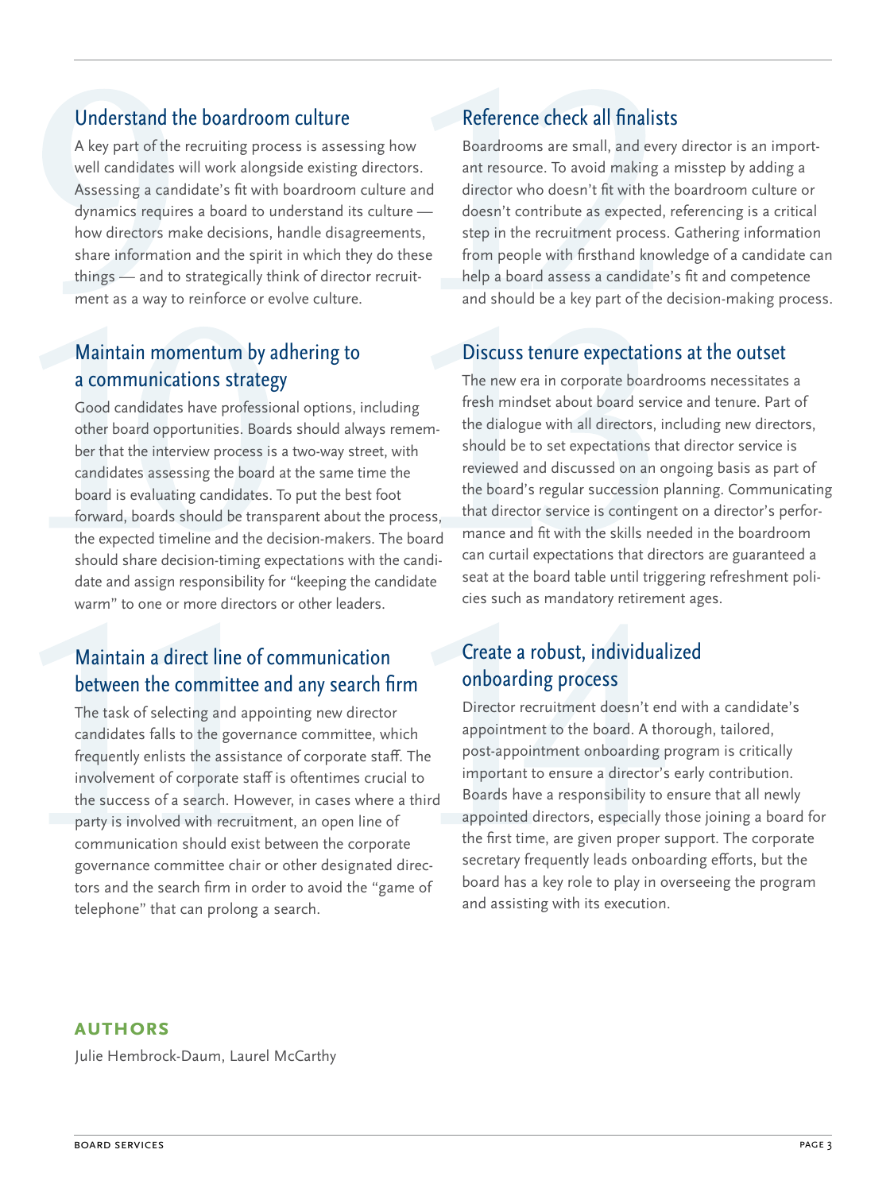## 9. Understand the boardroom culture

A key part of the recruiting process is assessing how well candidates will work alongside existing directors. Assessing a candidate's fit with boardroom culture and dynamics requires a board to understand its culture — how directors make decisions, handle disagreements, share information and the spirit in which they do these things — and to strategically think of director recruitment as a way to reinforce or evolve culture.

## 10. Maintain momentum by adhering to a communications strategy

Good candidates have professional options, including other board opportunities. Boards should always remember that the interview process is a two-way street, with candidates assessing the board at the same time the board is evaluating candidates. To put the best foot forward, boards should be transparent about the process, the expected timeline and the decision-makers. The board should share decision-timing expectations with the candidate and assign responsibility for "keeping the candidate warm" to one or more directors or other leaders.

## 11. Maintain a direct line of communication between the committee and any search firm

The task of selecting and appointing new director candidates falls to the governance committee, which frequently enlists the assistance of corporate staff. The involvement of corporate staff is oftentimes crucial to the success of a search. However, in cases where a third party is involved with recruitment, an open line of communication should exist between the corporate governance committee chair or other designated directors and the search firm in order to avoid the "game of telephone" that can prolong a search.

## 12. Reference check all finalists

Boardrooms are small, and every director is an important resource. To avoid making a misstep by adding a director who doesn't fit with the boardroom culture or doesn't contribute as expected, referencing is a critical step in the recruitment process. Gathering information from people with firsthand knowledge of a candidate can help a board assess a candidate's fit and competence and should be a key part of the decision-making process.

## 13. Discuss tenure expectations at the outset

The new era in corporate boardrooms necessitates a fresh mindset about board service and tenure. Part of the dialogue with all directors, including new directors, should be to set expectations that director service is reviewed and discussed on an ongoing basis as part of the board's regular succession planning. Communicating that director service is contingent on a director's performance and fit with the skills needed in the boardroom can curtail expectations that directors are guaranteed a seat at the board table until triggering refreshment policies such as mandatory retirement ages.

## 14. Create a robust, individualized onboarding process

Director recruitment doesn't end with a candidate's appointment to the board. A thorough, tailored, post-appointment onboarding program is critically important to ensure a director's early contribution. Boards have a responsibility to ensure that all newly appointed directors, especially those joining a board for the first time, are given proper support. The corporate secretary frequently leads onboarding efforts, but the board has a key role to play in overseeing the program and assisting with its execution.

**AUTHORS**

Julie Hembrock-Daum, Laurel McCarthy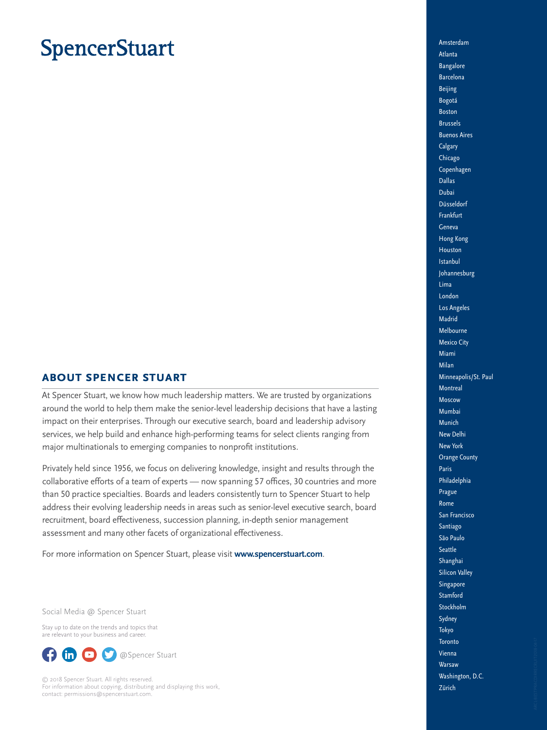# SpencerStuart

## ABOUT SPENCER STUART

At Spencer Stuart, we know how much leadership matters. We are trusted by organizations around the world to help them make the senior-level leadership decisions that have a lasting impact on their enterprises. Through our executive search, board and leadership advisory services, we help build and enhance high-performing teams for select clients ranging from major multinationals to emerging companies to nonprofit institutions.

Privately held since 1956, we focus on delivering knowledge, insight and results through the collaborative efforts of a team of experts — now spanning 57 offices, 30 countries and more than 50 practice specialties. Boards and leaders consistently turn to Spencer Stuart to help address their evolving leadership needs in areas such as senior-level executive search, board recruitment, board effectiveness, succession planning, in-depth senior management assessment and many other facets of organizational effectiveness.

For more information on Spencer Stuart, please visit **www.spencerstuart.com**.

Social Media @ Spencer Stuart

Stay up to date on the trends and topics that are relevant to your business and career.

@Spencer Stuart

© 2018 Spencer Stuart. All rights reserved.
For information about copying, distributing and displaying this work, contact: permissions@spencerstuart.com.

Amsterdam
Atlanta
Bangalore
Barcelona
Beijing
Bogotá
Boston
Brussels
Buenos Aires
Calgary
Chicago
Copenhagen
Dallas
Dubai
Düsseldorf
Frankfurt
Geneva
Hong Kong
Houston
Istanbul
Johannesburg
Lima
London
Los Angeles
Madrid
Melbourne
Mexico City
Miami
Milan
Minneapolis/St. Paul
Montreal
Moscow
Mumbai
Munich
New Delhi
New York
Orange County
Paris
Philadelphia
Prague
Rome
San Francisco
Santiago
São Paulo
Seattle
Shanghai
Silicon Valley
Singapore
Stamford
Stockholm
Sydney
Tokyo
Toronto
Vienna
Warsaw
Washington, D.C.
Zürich